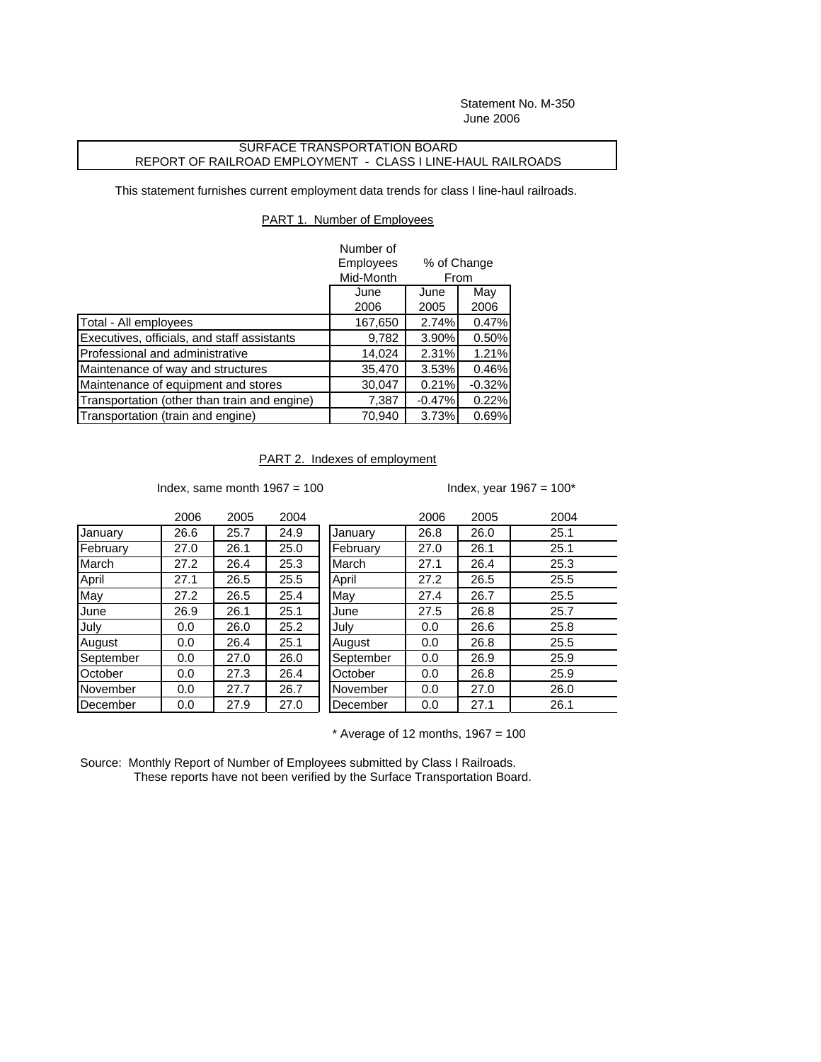Statement No. M-350
June 2006

SURFACE TRANSPORTATION BOARD
REPORT OF RAILROAD EMPLOYMENT - CLASS I LINE-HAUL RAILROADS

This statement furnishes current employment data trends for class I line-haul railroads.

## PART 1. Number of Employees

| | Number of Employees Mid-Month | % of Change From | |
|---|---|---|---|
| | June 2006 | June 2005 | May 2006 |
| Total - All employees | 167,650 | 2.74% | 0.47% |
| Executives, officials, and staff assistants | 9,782 | 3.90% | 0.50% |
| Professional and administrative | 14,024 | 2.31% | 1.21% |
| Maintenance of way and structures | 35,470 | 3.53% | 0.46% |
| Maintenance of equipment and stores | 30,047 | 0.21% | -0.32% |
| Transportation (other than train and engine) | 7,387 | -0.47% | 0.22% |
| Transportation (train and engine) | 70,940 | 3.73% | 0.69% |

## PART 2. Indexes of employment

Index, same month 1967 = 100

| | 2006 | 2005 | 2004 |
|---|---|---|---|
| January | 26.6 | 25.7 | 24.9 |
| February | 27.0 | 26.1 | 25.0 |
| March | 27.2 | 26.4 | 25.3 |
| April | 27.1 | 26.5 | 25.5 |
| May | 27.2 | 26.5 | 25.4 |
| June | 26.9 | 26.1 | 25.1 |
| July | 0.0 | 26.0 | 25.2 |
| August | 0.0 | 26.4 | 25.1 |
| September | 0.0 | 27.0 | 26.0 |
| October | 0.0 | 27.3 | 26.4 |
| November | 0.0 | 27.7 | 26.7 |
| December | 0.0 | 27.9 | 27.0 |

Index, year 1967 = 100*

| | 2006 | 2005 | 2004 |
|---|---|---|---|
| January | 26.8 | 26.0 | 25.1 |
| February | 27.0 | 26.1 | 25.1 |
| March | 27.1 | 26.4 | 25.3 |
| April | 27.2 | 26.5 | 25.5 |
| May | 27.4 | 26.7 | 25.5 |
| June | 27.5 | 26.8 | 25.7 |
| July | 0.0 | 26.6 | 25.8 |
| August | 0.0 | 26.8 | 25.5 |
| September | 0.0 | 26.9 | 25.9 |
| October | 0.0 | 26.8 | 25.9 |
| November | 0.0 | 27.0 | 26.0 |
| December | 0.0 | 27.1 | 26.1 |

* Average of 12 months, 1967 = 100

Source: Monthly Report of Number of Employees submitted by Class I Railroads.
These reports have not been verified by the Surface Transportation Board.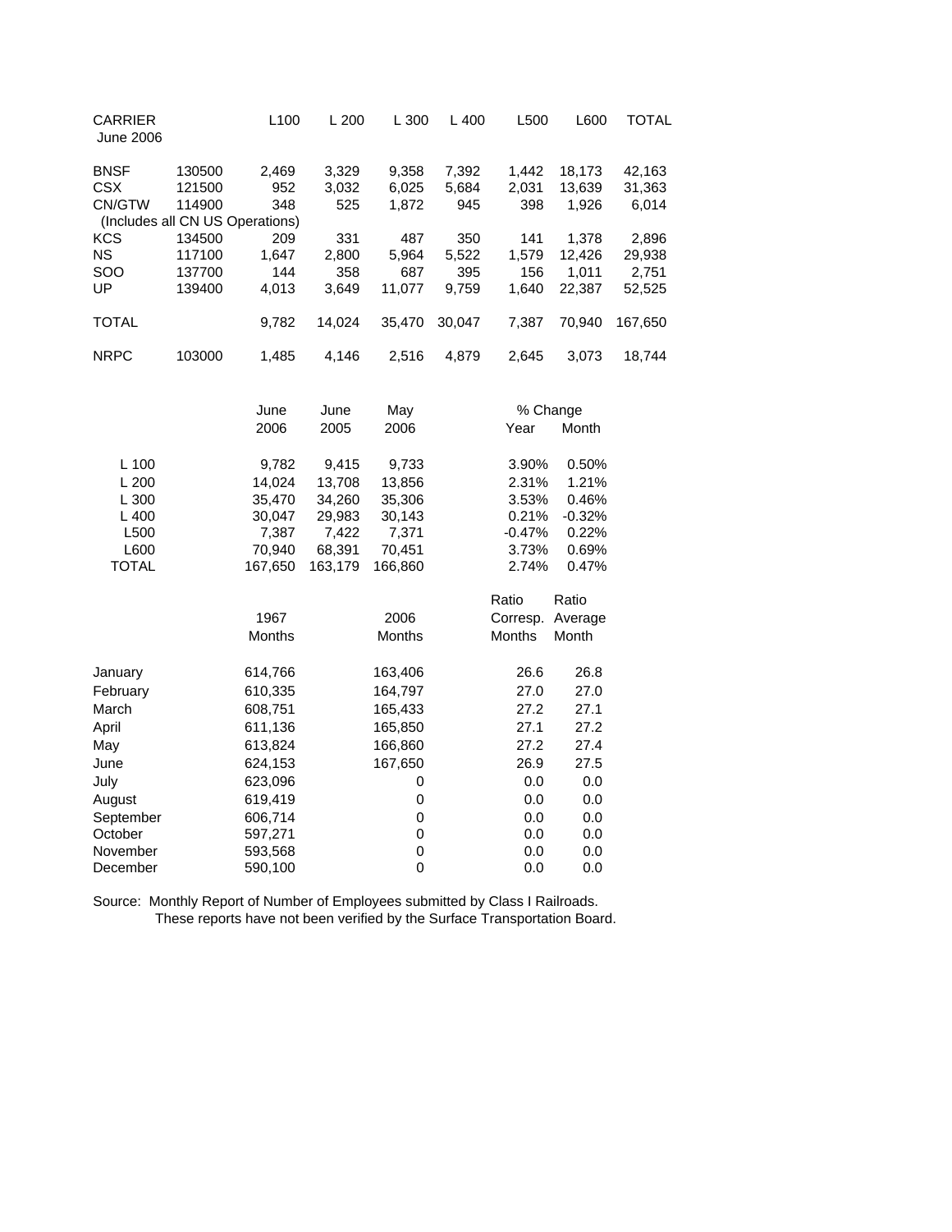| CARRIER June 2006 | | L100 | L 200 | L 300 | L 400 | L500 | L600 | TOTAL |
|---|---|---|---|---|---|---|---|---|
| BNSF | 130500 | 2,469 | 3,329 | 9,358 | 7,392 | 1,442 | 18,173 | 42,163 |
| CSX | 121500 | 952 | 3,032 | 6,025 | 5,684 | 2,031 | 13,639 | 31,363 |
| CN/GTW (Includes all CN US Operations) | 114900 | 348 | 525 | 1,872 | 945 | 398 | 1,926 | 6,014 |
| KCS | 134500 | 209 | 331 | 487 | 350 | 141 | 1,378 | 2,896 |
| NS | 117100 | 1,647 | 2,800 | 5,964 | 5,522 | 1,579 | 12,426 | 29,938 |
| SOO | 137700 | 144 | 358 | 687 | 395 | 156 | 1,011 | 2,751 |
| UP | 139400 | 4,013 | 3,649 | 11,077 | 9,759 | 1,640 | 22,387 | 52,525 |
| TOTAL | | 9,782 | 14,024 | 35,470 | 30,047 | 7,387 | 70,940 | 167,650 |
| NRPC | 103000 | 1,485 | 4,146 | 2,516 | 4,879 | 2,645 | 3,073 | 18,744 |

| | June 2006 | June 2005 | May 2006 | % Change Year | % Change Month |
|---|---|---|---|---|---|
| L 100 | 9,782 | 9,415 | 9,733 | 3.90% | 0.50% |
| L 200 | 14,024 | 13,708 | 13,856 | 2.31% | 1.21% |
| L 300 | 35,470 | 34,260 | 35,306 | 3.53% | 0.46% |
| L 400 | 30,047 | 29,983 | 30,143 | 0.21% | -0.32% |
| L500 | 7,387 | 7,422 | 7,371 | -0.47% | 0.22% |
| L600 | 70,940 | 68,391 | 70,451 | 3.73% | 0.69% |
| TOTAL | 167,650 | 163,179 | 166,860 | 2.74% | 0.47% |

| | 1967 Months | 2006 Months | Ratio Corresp. Months | Ratio Average Month |
|---|---|---|---|---|
| January | 614,766 | 163,406 | 26.6 | 26.8 |
| February | 610,335 | 164,797 | 27.0 | 27.0 |
| March | 608,751 | 165,433 | 27.2 | 27.1 |
| April | 611,136 | 165,850 | 27.1 | 27.2 |
| May | 613,824 | 166,860 | 27.2 | 27.4 |
| June | 624,153 | 167,650 | 26.9 | 27.5 |
| July | 623,096 | 0 | 0.0 | 0.0 |
| August | 619,419 | 0 | 0.0 | 0.0 |
| September | 606,714 | 0 | 0.0 | 0.0 |
| October | 597,271 | 0 | 0.0 | 0.0 |
| November | 593,568 | 0 | 0.0 | 0.0 |
| December | 590,100 | 0 | 0.0 | 0.0 |

Source: Monthly Report of Number of Employees submitted by Class I Railroads.
These reports have not been verified by the Surface Transportation Board.